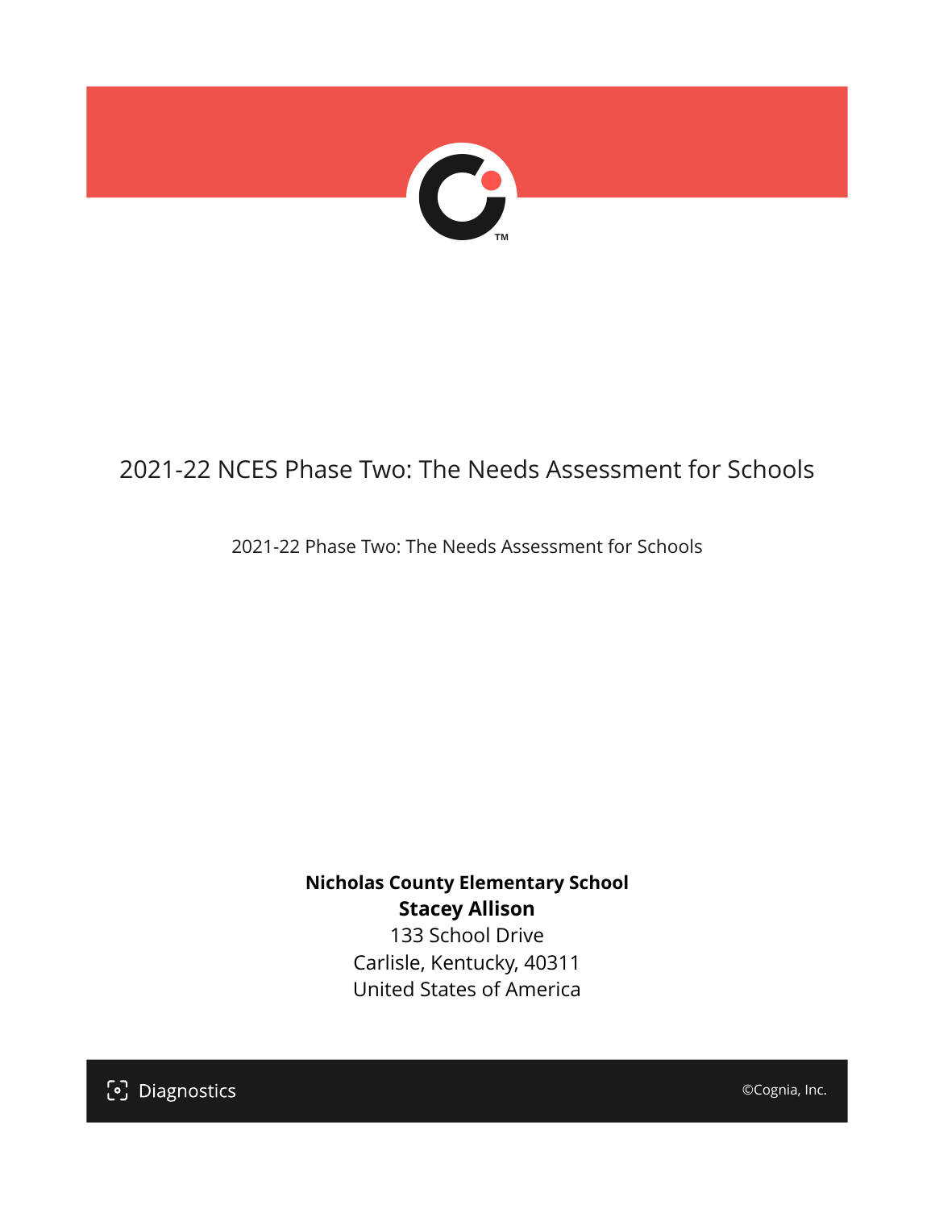# 2021-22 NCES Phase Two: The Needs Assessment for Schools

2021-22 Phase Two: The Needs Assessment for Schools

**Nicholas County Elementary School**
**Stacey Allison**
133 School Drive
Carlisle, Kentucky, 40311
United States of America

Diagnostics

©Cognia, Inc.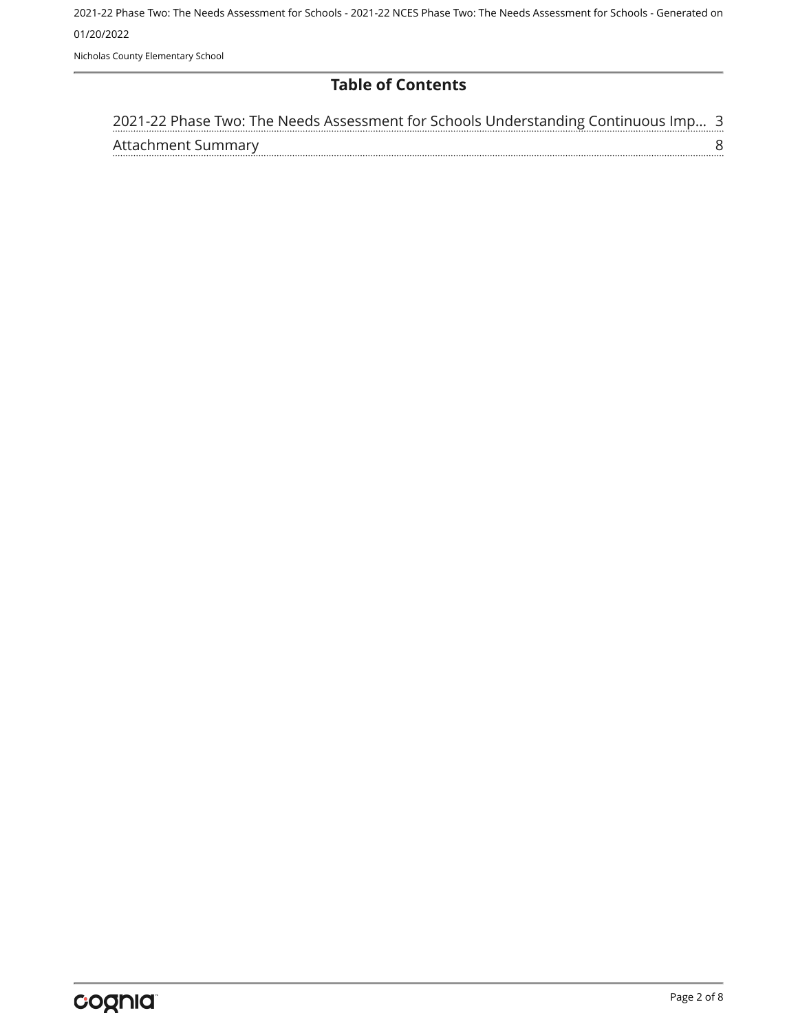# Table of Contents

2021-22 Phase Two: The Needs Assessment for Schools Understanding Continuous Imp... 3

Attachment Summary 8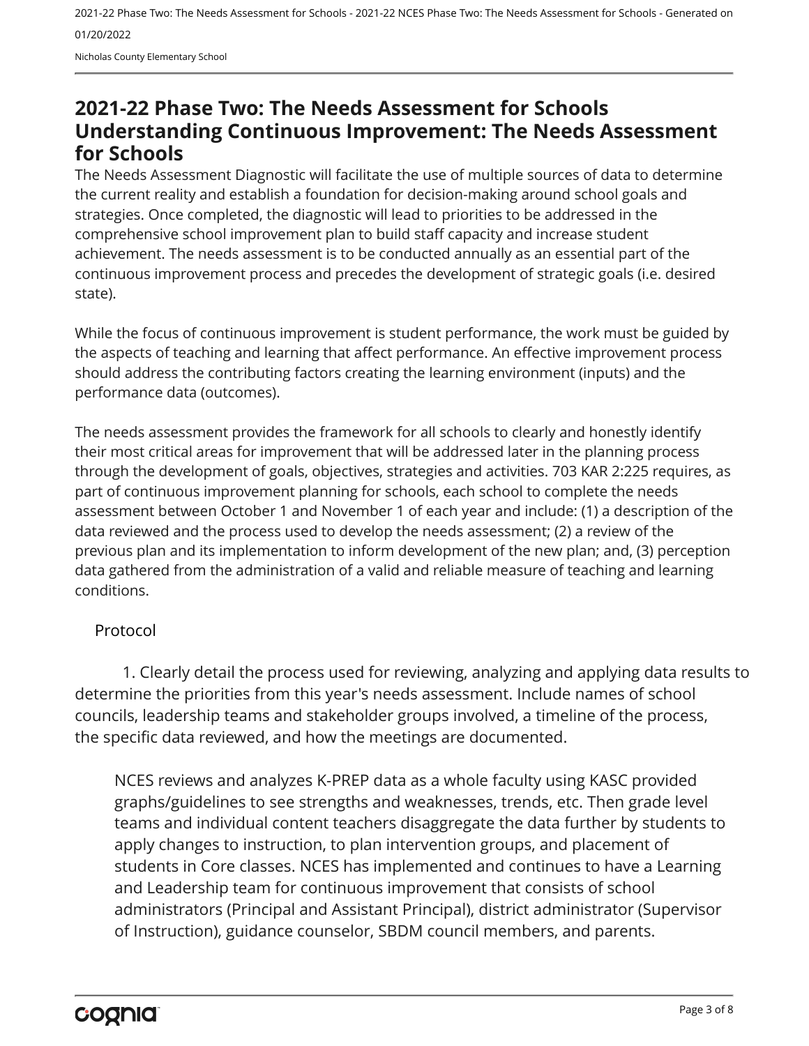# 2021-22 Phase Two: The Needs Assessment for Schools Understanding Continuous Improvement: The Needs Assessment for Schools

The Needs Assessment Diagnostic will facilitate the use of multiple sources of data to determine the current reality and establish a foundation for decision-making around school goals and strategies. Once completed, the diagnostic will lead to priorities to be addressed in the comprehensive school improvement plan to build staff capacity and increase student achievement. The needs assessment is to be conducted annually as an essential part of the continuous improvement process and precedes the development of strategic goals (i.e. desired state).

While the focus of continuous improvement is student performance, the work must be guided by the aspects of teaching and learning that affect performance. An effective improvement process should address the contributing factors creating the learning environment (inputs) and the performance data (outcomes).

The needs assessment provides the framework for all schools to clearly and honestly identify their most critical areas for improvement that will be addressed later in the planning process through the development of goals, objectives, strategies and activities. 703 KAR 2:225 requires, as part of continuous improvement planning for schools, each school to complete the needs assessment between October 1 and November 1 of each year and include: (1) a description of the data reviewed and the process used to develop the needs assessment; (2) a review of the previous plan and its implementation to inform development of the new plan; and, (3) perception data gathered from the administration of a valid and reliable measure of teaching and learning conditions.

Protocol

1. Clearly detail the process used for reviewing, analyzing and applying data results to determine the priorities from this year's needs assessment. Include names of school councils, leadership teams and stakeholder groups involved, a timeline of the process, the specific data reviewed, and how the meetings are documented.

NCES reviews and analyzes K-PREP data as a whole faculty using KASC provided graphs/guidelines to see strengths and weaknesses, trends, etc. Then grade level teams and individual content teachers disaggregate the data further by students to apply changes to instruction, to plan intervention groups, and placement of students in Core classes. NCES has implemented and continues to have a Learning and Leadership team for continuous improvement that consists of school administrators (Principal and Assistant Principal), district administrator (Supervisor of Instruction), guidance counselor, SBDM council members, and parents.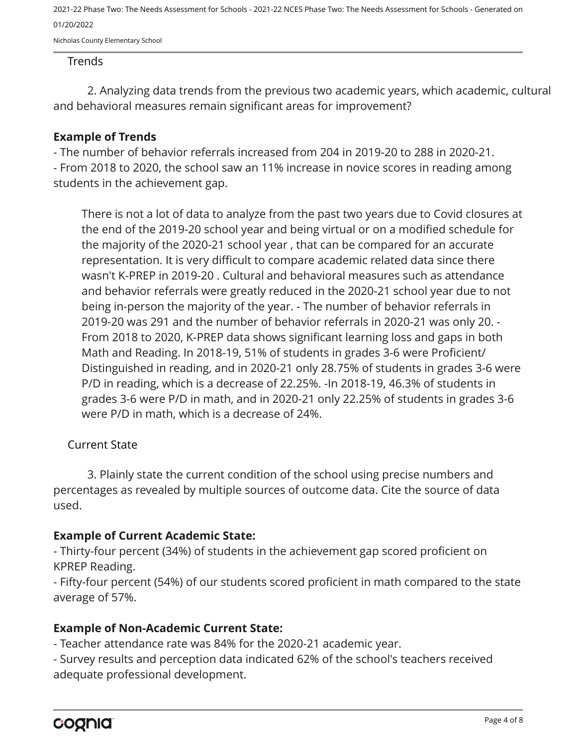Trends

2. Analyzing data trends from the previous two academic years, which academic, cultural and behavioral measures remain significant areas for improvement?

**Example of Trends**

- The number of behavior referrals increased from 204 in 2019-20 to 288 in 2020-21.
- From 2018 to 2020, the school saw an 11% increase in novice scores in reading among students in the achievement gap.

There is not a lot of data to analyze from the past two years due to Covid closures at the end of the 2019-20 school year and being virtual or on a modified schedule for the majority of the 2020-21 school year , that can be compared for an accurate representation. It is very difficult to compare academic related data since there wasn't K-PREP in 2019-20 . Cultural and behavioral measures such as attendance and behavior referrals were greatly reduced in the 2020-21 school year due to not being in-person the majority of the year. - The number of behavior referrals in 2019-20 was 291 and the number of behavior referrals in 2020-21 was only 20. - From 2018 to 2020, K-PREP data shows significant learning loss and gaps in both Math and Reading. In 2018-19, 51% of students in grades 3-6 were Proficient/ Distinguished in reading, and in 2020-21 only 28.75% of students in grades 3-6 were P/D in reading, which is a decrease of 22.25%. -In 2018-19, 46.3% of students in grades 3-6 were P/D in math, and in 2020-21 only 22.25% of students in grades 3-6 were P/D in math, which is a decrease of 24%.

Current State

3. Plainly state the current condition of the school using precise numbers and percentages as revealed by multiple sources of outcome data. Cite the source of data used.

**Example of Current Academic State:**

- Thirty-four percent (34%) of students in the achievement gap scored proficient on KPREP Reading.
- Fifty-four percent (54%) of our students scored proficient in math compared to the state average of 57%.

**Example of Non-Academic Current State:**

- Teacher attendance rate was 84% for the 2020-21 academic year.
- Survey results and perception data indicated 62% of the school's teachers received adequate professional development.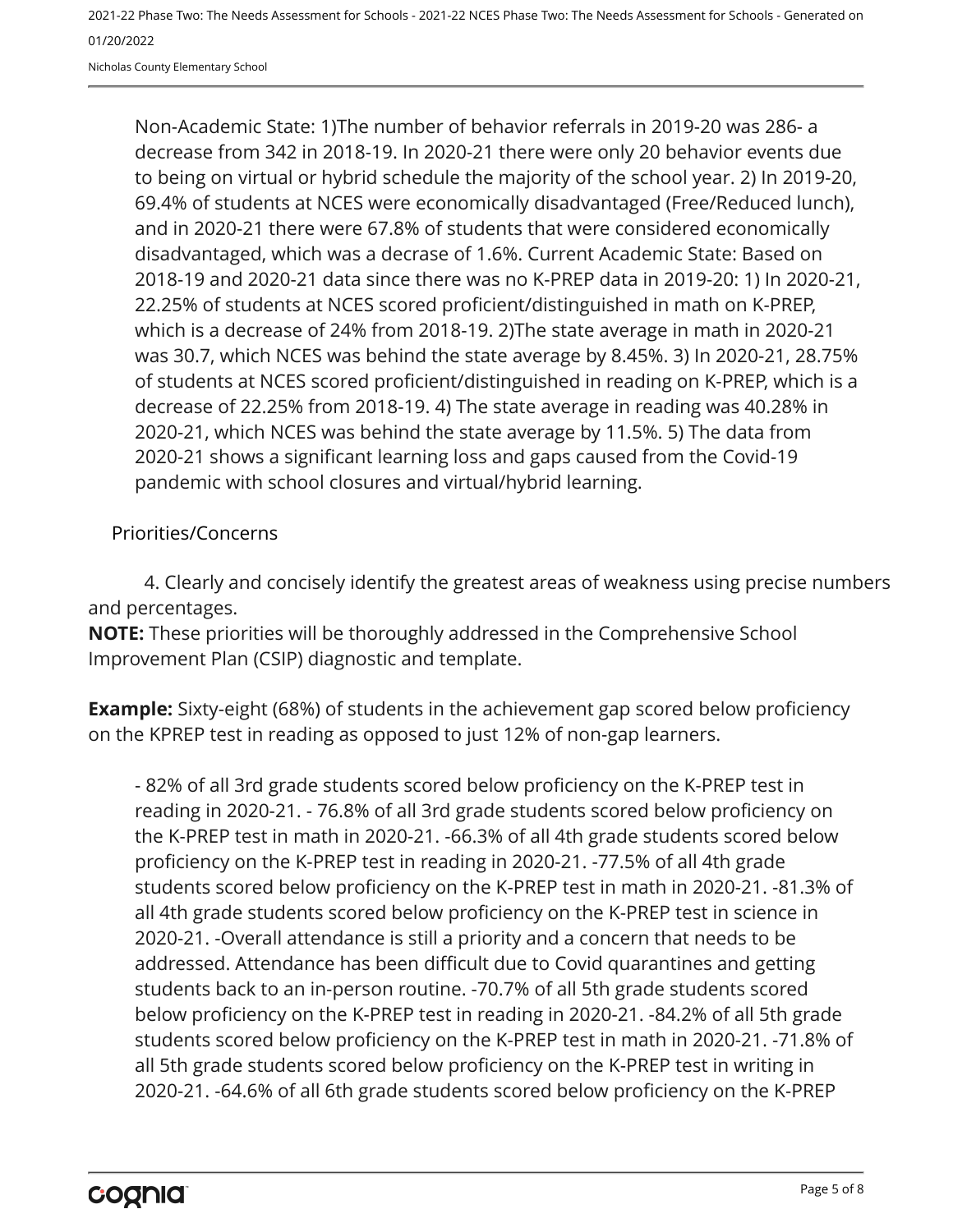Non-Academic State: 1)The number of behavior referrals in 2019-20 was 286- a decrease from 342 in 2018-19. In 2020-21 there were only 20 behavior events due to being on virtual or hybrid schedule the majority of the school year. 2) In 2019-20, 69.4% of students at NCES were economically disadvantaged (Free/Reduced lunch), and in 2020-21 there were 67.8% of students that were considered economically disadvantaged, which was a decrase of 1.6%. Current Academic State: Based on 2018-19 and 2020-21 data since there was no K-PREP data in 2019-20: 1) In 2020-21, 22.25% of students at NCES scored proficient/distinguished in math on K-PREP, which is a decrease of 24% from 2018-19. 2)The state average in math in 2020-21 was 30.7, which NCES was behind the state average by 8.45%. 3) In 2020-21, 28.75% of students at NCES scored proficient/distinguished in reading on K-PREP, which is a decrease of 22.25% from 2018-19. 4) The state average in reading was 40.28% in 2020-21, which NCES was behind the state average by 11.5%. 5) The data from 2020-21 shows a significant learning loss and gaps caused from the Covid-19 pandemic with school closures and virtual/hybrid learning.

Priorities/Concerns

4. Clearly and concisely identify the greatest areas of weakness using precise numbers and percentages.

**NOTE:** These priorities will be thoroughly addressed in the Comprehensive School Improvement Plan (CSIP) diagnostic and template.

**Example:** Sixty-eight (68%) of students in the achievement gap scored below proficiency on the KPREP test in reading as opposed to just 12% of non-gap learners.

- 82% of all 3rd grade students scored below proficiency on the K-PREP test in reading in 2020-21. - 76.8% of all 3rd grade students scored below proficiency on the K-PREP test in math in 2020-21. -66.3% of all 4th grade students scored below proficiency on the K-PREP test in reading in 2020-21. -77.5% of all 4th grade students scored below proficiency on the K-PREP test in math in 2020-21. -81.3% of all 4th grade students scored below proficiency on the K-PREP test in science in 2020-21. -Overall attendance is still a priority and a concern that needs to be addressed. Attendance has been difficult due to Covid quarantines and getting students back to an in-person routine. -70.7% of all 5th grade students scored below proficiency on the K-PREP test in reading in 2020-21. -84.2% of all 5th grade students scored below proficiency on the K-PREP test in math in 2020-21. -71.8% of all 5th grade students scored below proficiency on the K-PREP test in writing in 2020-21. -64.6% of all 6th grade students scored below proficiency on the K-PREP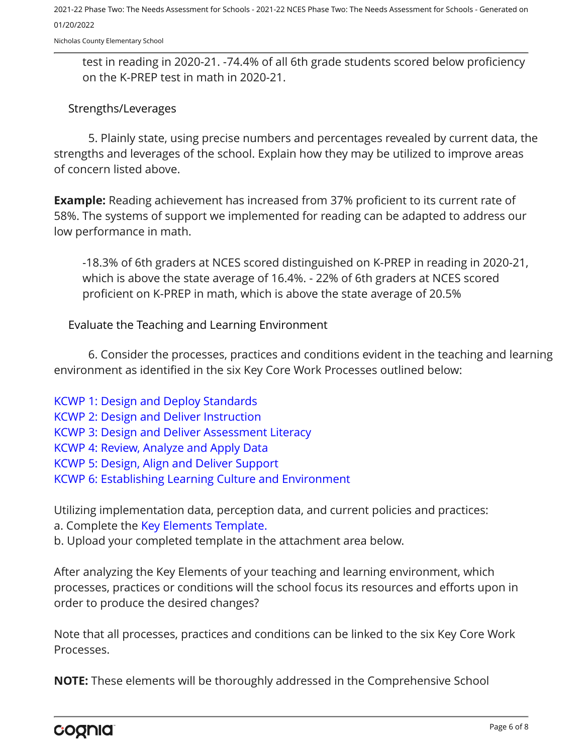test in reading in 2020-21. -74.4% of all 6th grade students scored below proficiency on the K-PREP test in math in 2020-21.

## Strengths/Leverages

5. Plainly state, using precise numbers and percentages revealed by current data, the strengths and leverages of the school. Explain how they may be utilized to improve areas of concern listed above.

**Example:** Reading achievement has increased from 37% proficient to its current rate of 58%. The systems of support we implemented for reading can be adapted to address our low performance in math.

-18.3% of 6th graders at NCES scored distinguished on K-PREP in reading in 2020-21, which is above the state average of 16.4%. - 22% of 6th graders at NCES scored proficient on K-PREP in math, which is above the state average of 20.5%

## Evaluate the Teaching and Learning Environment

6. Consider the processes, practices and conditions evident in the teaching and learning environment as identified in the six Key Core Work Processes outlined below:

KCWP 1: Design and Deploy Standards
KCWP 2: Design and Deliver Instruction
KCWP 3: Design and Deliver Assessment Literacy
KCWP 4: Review, Analyze and Apply Data
KCWP 5: Design, Align and Deliver Support
KCWP 6: Establishing Learning Culture and Environment

Utilizing implementation data, perception data, and current policies and practices:
a. Complete the Key Elements Template.
b. Upload your completed template in the attachment area below.

After analyzing the Key Elements of your teaching and learning environment, which processes, practices or conditions will the school focus its resources and efforts upon in order to produce the desired changes?

Note that all processes, practices and conditions can be linked to the six Key Core Work Processes.

**NOTE:** These elements will be thoroughly addressed in the Comprehensive School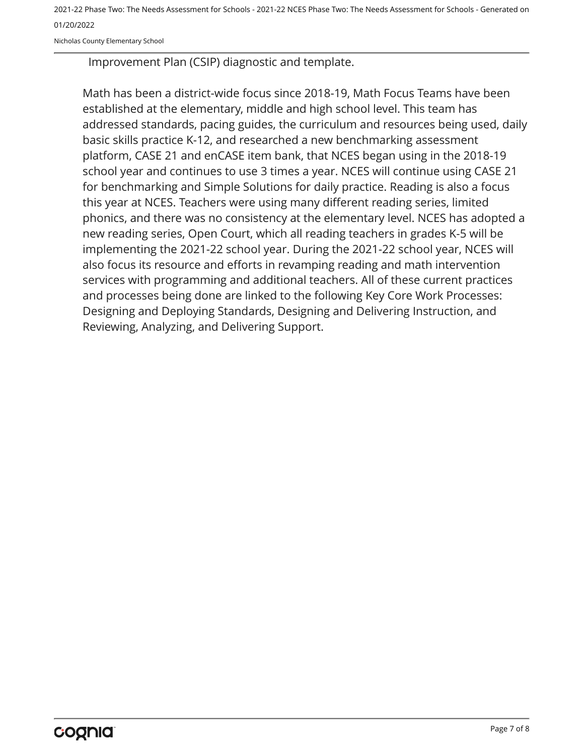Improvement Plan (CSIP) diagnostic and template.

Math has been a district-wide focus since 2018-19, Math Focus Teams have been established at the elementary, middle and high school level. This team has addressed standards, pacing guides, the curriculum and resources being used, daily basic skills practice K-12, and researched a new benchmarking assessment platform, CASE 21 and enCASE item bank, that NCES began using in the 2018-19 school year and continues to use 3 times a year. NCES will continue using CASE 21 for benchmarking and Simple Solutions for daily practice. Reading is also a focus this year at NCES. Teachers were using many different reading series, limited phonics, and there was no consistency at the elementary level. NCES has adopted a new reading series, Open Court, which all reading teachers in grades K-5 will be implementing the 2021-22 school year. During the 2021-22 school year, NCES will also focus its resource and efforts in revamping reading and math intervention services with programming and additional teachers. All of these current practices and processes being done are linked to the following Key Core Work Processes: Designing and Deploying Standards, Designing and Delivering Instruction, and Reviewing, Analyzing, and Delivering Support.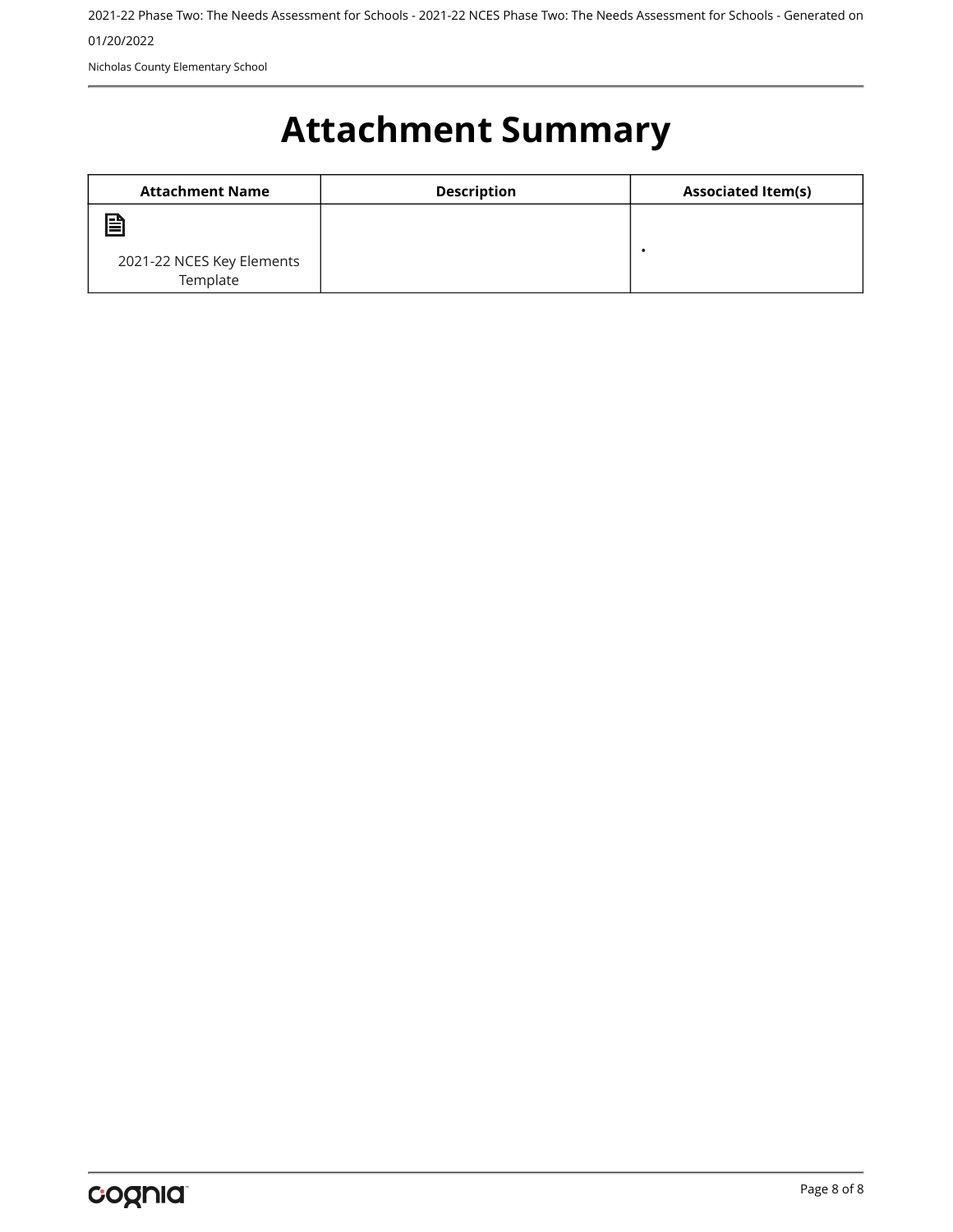# Attachment Summary

| Attachment Name | Description | Associated Item(s) |
|---|---|---|
| 2021-22 NCES Key Elements Template | | • |